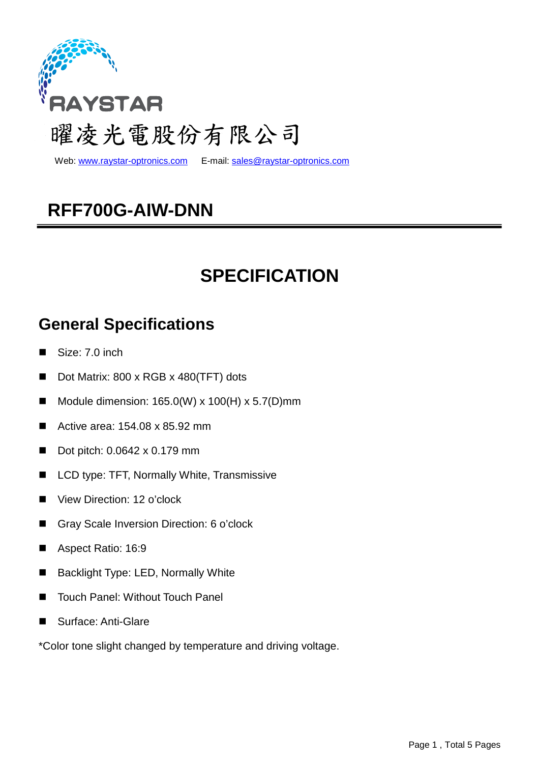RAYSTAR

曜凌光電股份有限公司

Web: www.raystar-optronics.com E-mail: sales@raystar-optronics.com

# RFF700G-AIW-DNN

# SPECIFICATION

## General Specifications

- Size: 7.0 inch
- Dot Matrix: 800 x RGB x 480(TFT) dots
- Module dimension: 165.0(W) x 100(H) x 5.7(D)mm
- Active area: 154.08 x 85.92 mm
- Dot pitch: 0.0642 x 0.179 mm
- LCD type: TFT, Normally White, Transmissive
- View Direction: 12 o'clock
- Gray Scale Inversion Direction: 6 o'clock
- Aspect Ratio: 16:9
- Backlight Type: LED, Normally White
- Touch Panel: Without Touch Panel
- Surface: Anti-Glare

*Color tone slight changed by temperature and driving voltage.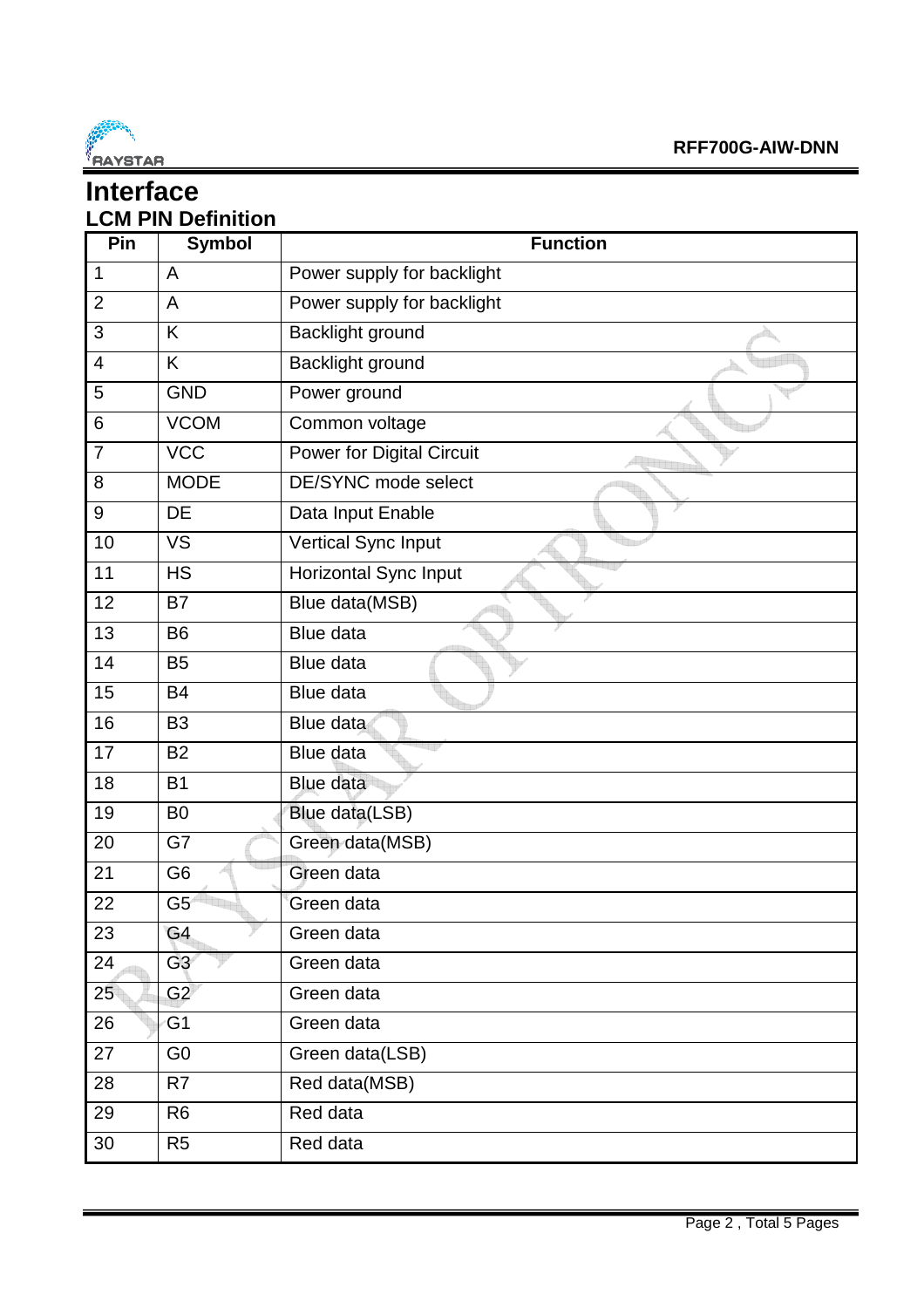# Interface

## LCM PIN Definition

| Pin | Symbol | Function |
|---|---|---|
| 1 | A | Power supply for backlight |
| 2 | A | Power supply for backlight |
| 3 | K | Backlight ground |
| 4 | K | Backlight ground |
| 5 | GND | Power ground |
| 6 | VCOM | Common voltage |
| 7 | VCC | Power for Digital Circuit |
| 8 | MODE | DE/SYNC mode select |
| 9 | DE | Data Input Enable |
| 10 | VS | Vertical Sync Input |
| 11 | HS | Horizontal Sync Input |
| 12 | B7 | Blue data(MSB) |
| 13 | B6 | Blue data |
| 14 | B5 | Blue data |
| 15 | B4 | Blue data |
| 16 | B3 | Blue data |
| 17 | B2 | Blue data |
| 18 | B1 | Blue data |
| 19 | B0 | Blue data(LSB) |
| 20 | G7 | Green data(MSB) |
| 21 | G6 | Green data |
| 22 | G5 | Green data |
| 23 | G4 | Green data |
| 24 | G3 | Green data |
| 25 | G2 | Green data |
| 26 | G1 | Green data |
| 27 | G0 | Green data(LSB) |
| 28 | R7 | Red data(MSB) |
| 29 | R6 | Red data |
| 30 | R5 | Red data |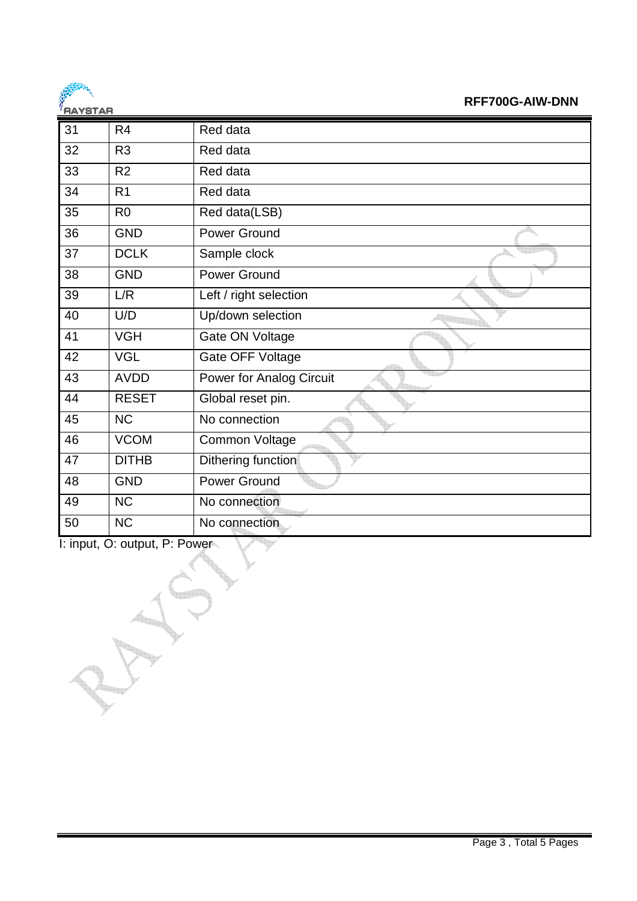| 31 | R4 | Red data |
|---|---|---|
| 32 | R3 | Red data |
| 33 | R2 | Red data |
| 34 | R1 | Red data |
| 35 | R0 | Red data(LSB) |
| 36 | GND | Power Ground |
| 37 | DCLK | Sample clock |
| 38 | GND | Power Ground |
| 39 | L/R | Left / right selection |
| 40 | U/D | Up/down selection |
| 41 | VGH | Gate ON Voltage |
| 42 | VGL | Gate OFF Voltage |
| 43 | AVDD | Power for Analog Circuit |
| 44 | RESET | Global reset pin. |
| 45 | NC | No connection |
| 46 | VCOM | Common Voltage |
| 47 | DITHB | Dithering function |
| 48 | GND | Power Ground |
| 49 | NC | No connection |
| 50 | NC | No connection |

I: input, O: output, P: Power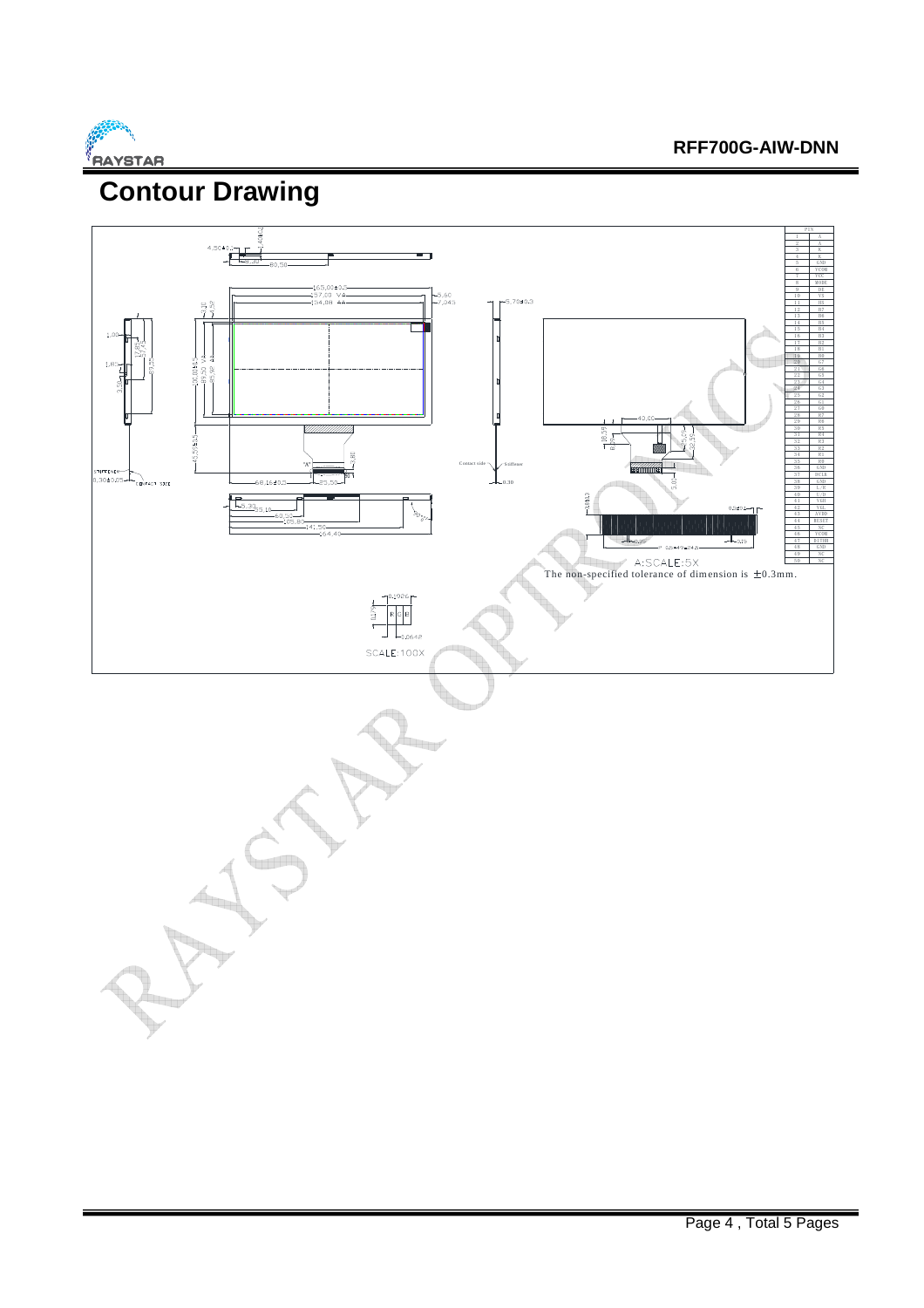# Contour Drawing

| PIN | |
|---|---|
| 1 | A |
| 2 | A |
| 3 | K |
| 4 | K |
| 5 | GND |
| 6 | VCOM |
| 7 | VCC |
| 8 | MODE |
| 9 | DE |
| 10 | VS |
| 11 | HS |
| 12 | B7 |
| 13 | B6 |
| 14 | B5 |
| 15 | B4 |
| 16 | B3 |
| 17 | B2 |
| 18 | B1 |
| 19 | B0 |
| 20 | G7 |
| 21 | G6 |
| 22 | G5 |
| 23 | G4 |
| 24 | G3 |
| 25 | G2 |
| 26 | G1 |
| 27 | G0 |
| 28 | R7 |
| 29 | R6 |
| 30 | R5 |
| 31 | R4 |
| 32 | R3 |
| 33 | R2 |
| 34 | R1 |
| 35 | R0 |
| 36 | GND |
| 37 | DCLK |
| 38 | GND |
| 39 | L/R |
| 40 | U/D |
| 41 | VGH |
| 42 | VGL |
| 43 | AVDD |
| 44 | RESET |
| 45 | NC |
| 46 | VCOM |
| 47 | DITHB |
| 48 | GND |
| 49 | NC |
| 50 | NC |

A:SCALE:5X

The non-specified tolerance of dimension is ±0.3mm.

SCALE:100X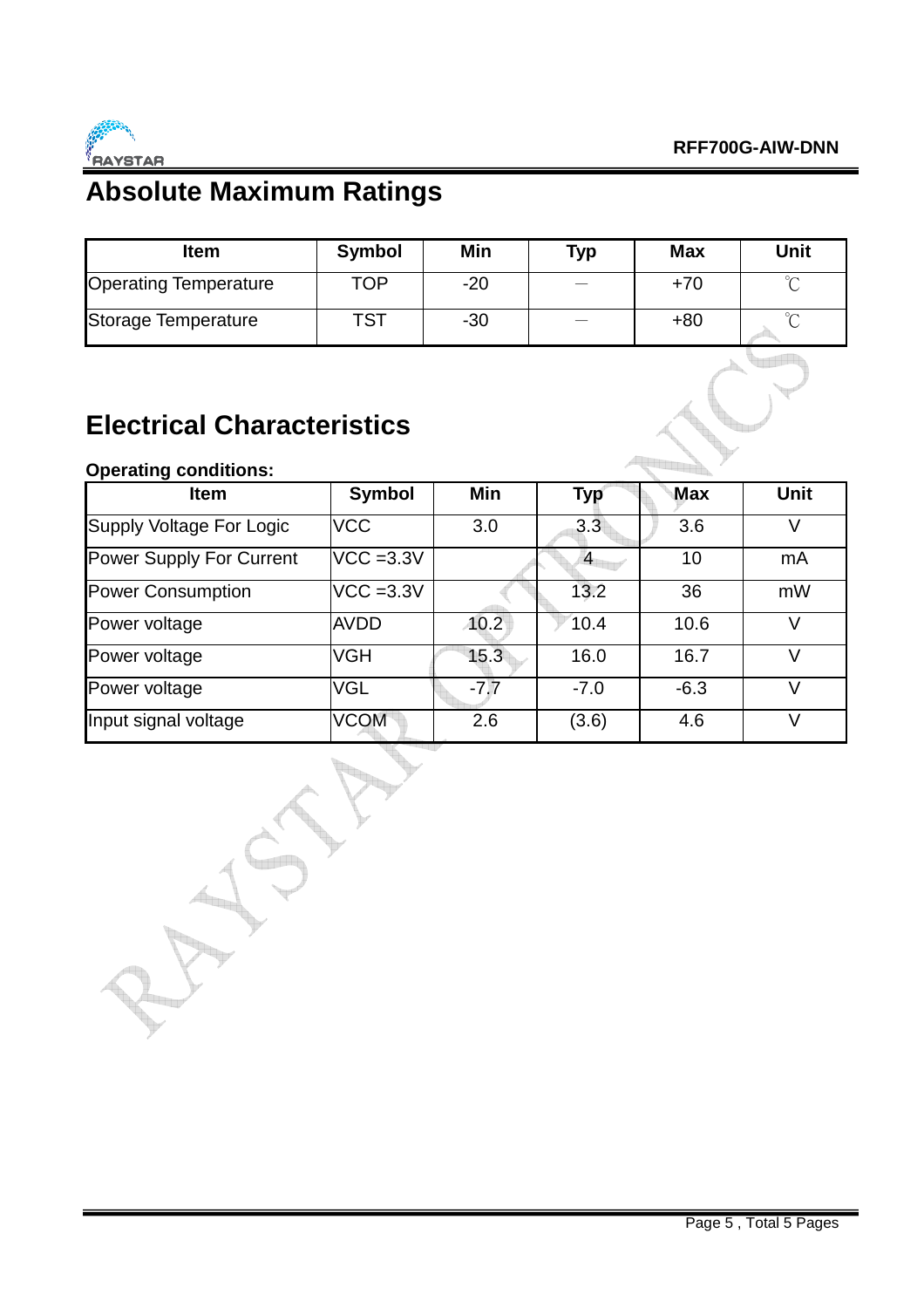# Absolute Maximum Ratings

| Item | Symbol | Min | Typ | Max | Unit |
|---|---|---|---|---|---|
| Operating Temperature | TOP | -20 | — | +70 | ℃ |
| Storage Temperature | TST | -30 | — | +80 | ℃ |

# Electrical Characteristics

**Operating conditions:**

| Item | Symbol | Min | Typ | Max | Unit |
|---|---|---|---|---|---|
| Supply Voltage For Logic | VCC | 3.0 | 3.3 | 3.6 | V |
| Power Supply For Current | VCC =3.3V | | 4 | 10 | mA |
| Power Consumption | VCC =3.3V | | 13.2 | 36 | mW |
| Power voltage | AVDD | 10.2 | 10.4 | 10.6 | V |
| Power voltage | VGH | 15.3 | 16.0 | 16.7 | V |
| Power voltage | VGL | -7.7 | -7.0 | -6.3 | V |
| Input signal voltage | VCOM | 2.6 | (3.6) | 4.6 | V |